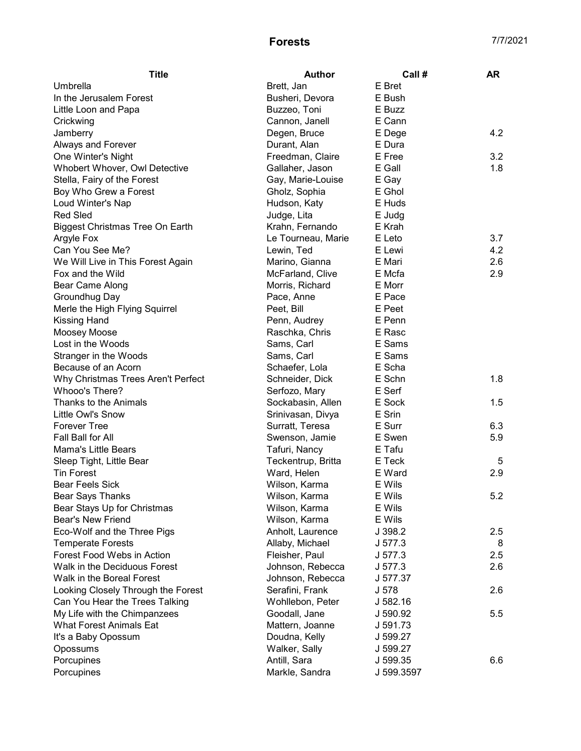# Forests

7/7/2021

| Title | Author | Call # | AR |
|---|---|---|---|
| Umbrella | Brett, Jan | E Bret | |
| In the Jerusalem Forest | Busheri, Devora | E Bush | |
| Little Loon and Papa | Buzzeo, Toni | E Buzz | |
| Crickwing | Cannon, Janell | E Cann | |
| Jamberry | Degen, Bruce | E Dege | 4.2 |
| Always and Forever | Durant, Alan | E Dura | |
| One Winter's Night | Freedman, Claire | E Free | 3.2 |
| Whobert Whover, Owl Detective | Gallaher, Jason | E Gall | 1.8 |
| Stella, Fairy of the Forest | Gay, Marie-Louise | E Gay | |
| Boy Who Grew a Forest | Gholz, Sophia | E Ghol | |
| Loud Winter's Nap | Hudson, Katy | E Huds | |
| Red Sled | Judge, Lita | E Judg | |
| Biggest Christmas Tree On Earth | Krahn, Fernando | E Krah | |
| Argyle Fox | Le Tourneau, Marie | E Leto | 3.7 |
| Can You See Me? | Lewin, Ted | E Lewi | 4.2 |
| We Will Live in This Forest Again | Marino, Gianna | E Mari | 2.6 |
| Fox and the Wild | McFarland, Clive | E Mcfa | 2.9 |
| Bear Came Along | Morris, Richard | E Morr | |
| Groundhug Day | Pace, Anne | E Pace | |
| Merle the High Flying Squirrel | Peet, Bill | E Peet | |
| Kissing Hand | Penn, Audrey | E Penn | |
| Moosey Moose | Raschka, Chris | E Rasc | |
| Lost in the Woods | Sams, Carl | E Sams | |
| Stranger in the Woods | Sams, Carl | E Sams | |
| Because of an Acorn | Schaefer, Lola | E Scha | |
| Why Christmas Trees Aren't Perfect | Schneider, Dick | E Schn | 1.8 |
| Whooo's There? | Serfozo, Mary | E Serf | |
| Thanks to the Animals | Sockabasin, Allen | E Sock | 1.5 |
| Little Owl's Snow | Srinivasan, Divya | E Srin | |
| Forever Tree | Surratt, Teresa | E Surr | 6.3 |
| Fall Ball for All | Swenson, Jamie | E Swen | 5.9 |
| Mama's Little Bears | Tafuri, Nancy | E Tafu | |
| Sleep Tight, Little Bear | Teckentrup, Britta | E Teck | 5 |
| Tin Forest | Ward, Helen | E Ward | 2.9 |
| Bear Feels Sick | Wilson, Karma | E Wils | |
| Bear Says Thanks | Wilson, Karma | E Wils | 5.2 |
| Bear Stays Up for Christmas | Wilson, Karma | E Wils | |
| Bear's New Friend | Wilson, Karma | E Wils | |
| Eco-Wolf and the Three Pigs | Anholt, Laurence | J 398.2 | 2.5 |
| Temperate Forests | Allaby, Michael | J 577.3 | 8 |
| Forest Food Webs in Action | Fleisher, Paul | J 577.3 | 2.5 |
| Walk in the Deciduous Forest | Johnson, Rebecca | J 577.3 | 2.6 |
| Walk in the Boreal Forest | Johnson, Rebecca | J 577.37 | |
| Looking Closely Through the Forest | Serafini, Frank | J 578 | 2.6 |
| Can You Hear the Trees Talking | Wohllebon, Peter | J 582.16 | |
| My Life with the Chimpanzees | Goodall, Jane | J 590.92 | 5.5 |
| What Forest Animals Eat | Mattern, Joanne | J 591.73 | |
| It's a Baby Opossum | Doudna, Kelly | J 599.27 | |
| Opossums | Walker, Sally | J 599.27 | |
| Porcupines | Antill, Sara | J 599.35 | 6.6 |
| Porcupines | Markle, Sandra | J 599.3597 | |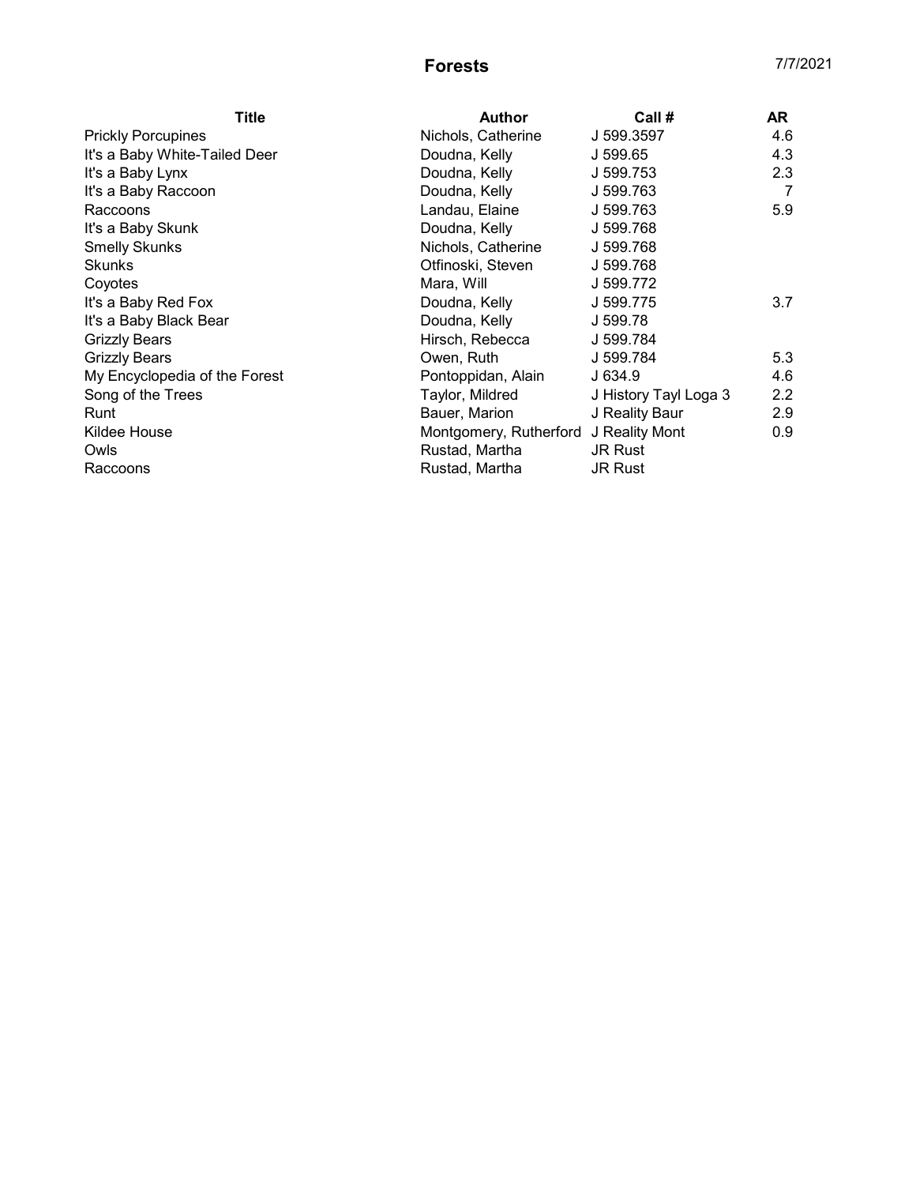# Forests

7/7/2021

| Title | Author | Call # | AR |
|---|---|---|---|
| Prickly Porcupines | Nichols, Catherine | J 599.3597 | 4.6 |
| It's a Baby White-Tailed Deer | Doudna, Kelly | J 599.65 | 4.3 |
| It's a Baby Lynx | Doudna, Kelly | J 599.753 | 2.3 |
| It's a Baby Raccoon | Doudna, Kelly | J 599.763 | 7 |
| Raccoons | Landau, Elaine | J 599.763 | 5.9 |
| It's a Baby Skunk | Doudna, Kelly | J 599.768 | |
| Smelly Skunks | Nichols, Catherine | J 599.768 | |
| Skunks | Otfinoski, Steven | J 599.768 | |
| Coyotes | Mara, Will | J 599.772 | |
| It's a Baby Red Fox | Doudna, Kelly | J 599.775 | 3.7 |
| It's a Baby Black Bear | Doudna, Kelly | J 599.78 | |
| Grizzly Bears | Hirsch, Rebecca | J 599.784 | |
| Grizzly Bears | Owen, Ruth | J 599.784 | 5.3 |
| My Encyclopedia of the Forest | Pontoppidan, Alain | J 634.9 | 4.6 |
| Song of the Trees | Taylor, Mildred | J History Tayl Loga 3 | 2.2 |
| Runt | Bauer, Marion | J Reality Baur | 2.9 |
| Kildee House | Montgomery, Rutherford | J Reality Mont | 0.9 |
| Owls | Rustad, Martha | JR Rust | |
| Raccoons | Rustad, Martha | JR Rust | |